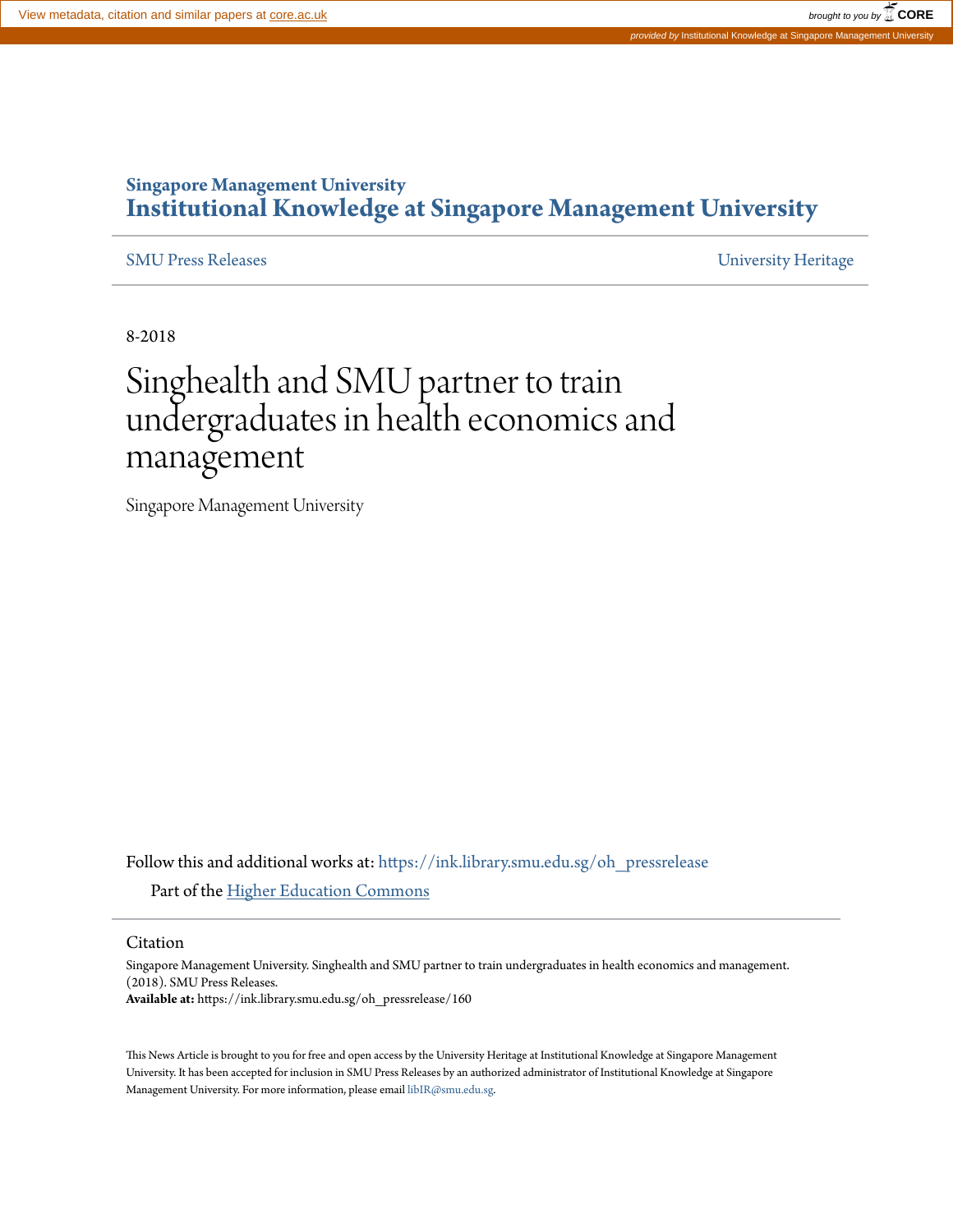Singapore Management University

# Institutional Knowledge at Singapore Management University

SMU Press Releases | University Heritage

8-2018

# Singhealth and SMU partner to train undergraduates in health economics and management

Singapore Management University

Follow this and additional works at: https://ink.library.smu.edu.sg/oh_pressrelease

Part of the Higher Education Commons

## Citation

Singapore Management University. Singhealth and SMU partner to train undergraduates in health economics and management. (2018). SMU Press Releases.

**Available at:** https://ink.library.smu.edu.sg/oh_pressrelease/160

This News Article is brought to you for free and open access by the University Heritage at Institutional Knowledge at Singapore Management University. It has been accepted for inclusion in SMU Press Releases by an authorized administrator of Institutional Knowledge at Singapore Management University. For more information, please email libIR@smu.edu.sg.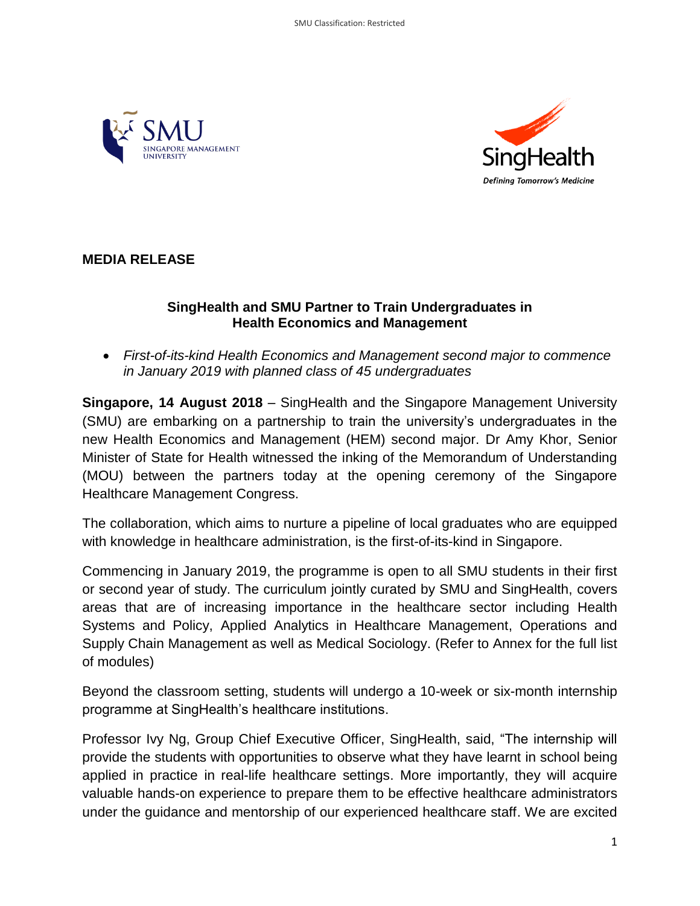**MEDIA RELEASE**

**SingHealth and SMU Partner to Train Undergraduates in Health Economics and Management**

- *First-of-its-kind Health Economics and Management second major to commence in January 2019 with planned class of 45 undergraduates*

**Singapore, 14 August 2018** – SingHealth and the Singapore Management University (SMU) are embarking on a partnership to train the university's undergraduates in the new Health Economics and Management (HEM) second major. Dr Amy Khor, Senior Minister of State for Health witnessed the inking of the Memorandum of Understanding (MOU) between the partners today at the opening ceremony of the Singapore Healthcare Management Congress.

The collaboration, which aims to nurture a pipeline of local graduates who are equipped with knowledge in healthcare administration, is the first-of-its-kind in Singapore.

Commencing in January 2019, the programme is open to all SMU students in their first or second year of study. The curriculum jointly curated by SMU and SingHealth, covers areas that are of increasing importance in the healthcare sector including Health Systems and Policy, Applied Analytics in Healthcare Management, Operations and Supply Chain Management as well as Medical Sociology. (Refer to Annex for the full list of modules)

Beyond the classroom setting, students will undergo a 10-week or six-month internship programme at SingHealth's healthcare institutions.

Professor Ivy Ng, Group Chief Executive Officer, SingHealth, said, "The internship will provide the students with opportunities to observe what they have learnt in school being applied in practice in real-life healthcare settings. More importantly, they will acquire valuable hands-on experience to prepare them to be effective healthcare administrators under the guidance and mentorship of our experienced healthcare staff. We are excited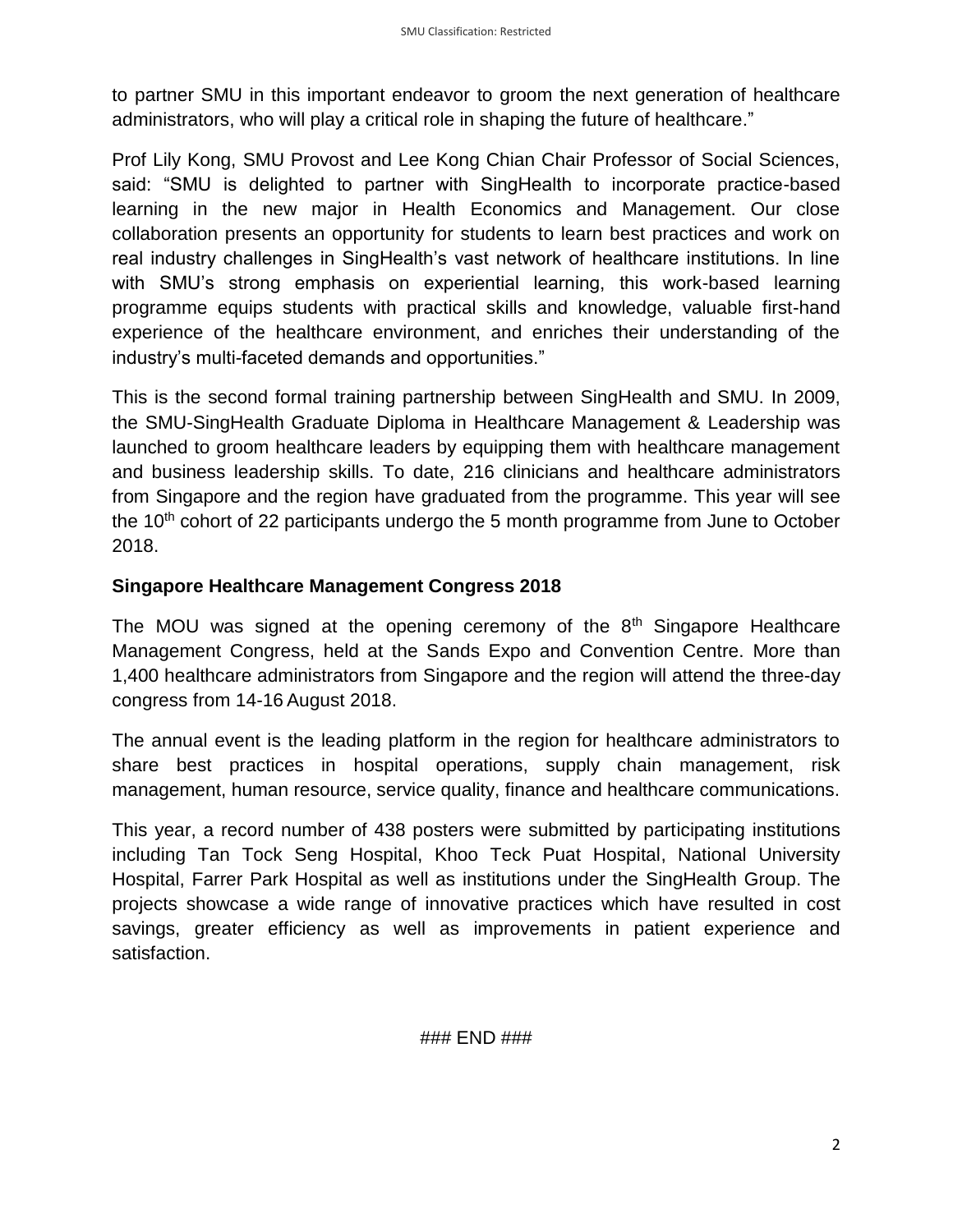to partner SMU in this important endeavor to groom the next generation of healthcare administrators, who will play a critical role in shaping the future of healthcare."

Prof Lily Kong, SMU Provost and Lee Kong Chian Chair Professor of Social Sciences, said: "SMU is delighted to partner with SingHealth to incorporate practice-based learning in the new major in Health Economics and Management. Our close collaboration presents an opportunity for students to learn best practices and work on real industry challenges in SingHealth's vast network of healthcare institutions. In line with SMU's strong emphasis on experiential learning, this work-based learning programme equips students with practical skills and knowledge, valuable first-hand experience of the healthcare environment, and enriches their understanding of the industry's multi-faceted demands and opportunities."

This is the second formal training partnership between SingHealth and SMU. In 2009, the SMU-SingHealth Graduate Diploma in Healthcare Management & Leadership was launched to groom healthcare leaders by equipping them with healthcare management and business leadership skills. To date, 216 clinicians and healthcare administrators from Singapore and the region have graduated from the programme. This year will see the 10th cohort of 22 participants undergo the 5 month programme from June to October 2018.

**Singapore Healthcare Management Congress 2018**

The MOU was signed at the opening ceremony of the 8th Singapore Healthcare Management Congress, held at the Sands Expo and Convention Centre. More than 1,400 healthcare administrators from Singapore and the region will attend the three-day congress from 14-16 August 2018.

The annual event is the leading platform in the region for healthcare administrators to share best practices in hospital operations, supply chain management, risk management, human resource, service quality, finance and healthcare communications.

This year, a record number of 438 posters were submitted by participating institutions including Tan Tock Seng Hospital, Khoo Teck Puat Hospital, National University Hospital, Farrer Park Hospital as well as institutions under the SingHealth Group. The projects showcase a wide range of innovative practices which have resulted in cost savings, greater efficiency as well as improvements in patient experience and satisfaction.

### END ###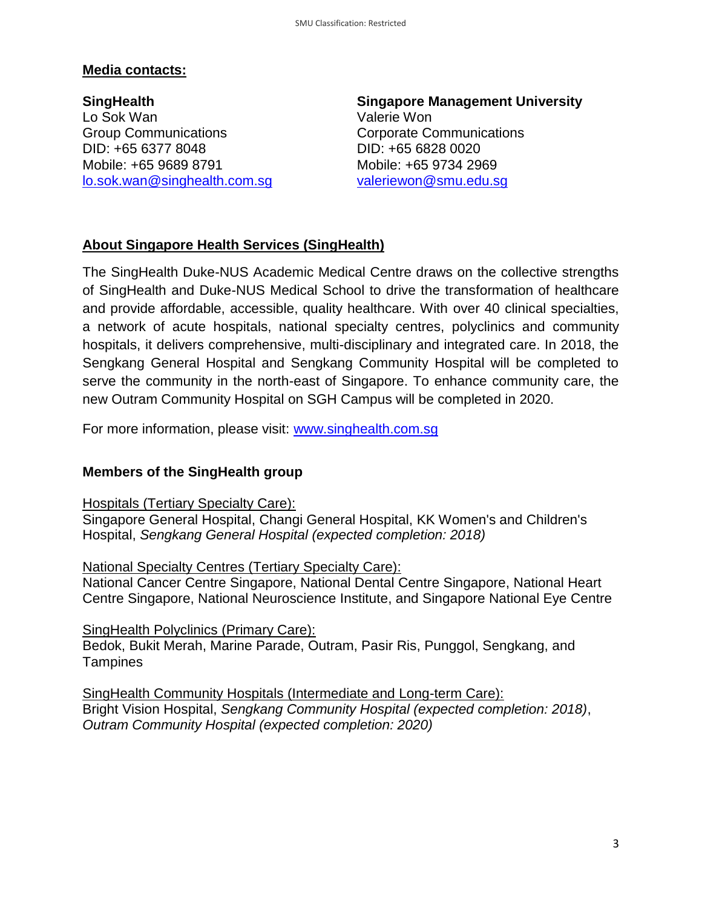**Media contacts:**

**SingHealth**
Lo Sok Wan
Group Communications
DID: +65 6377 8048
Mobile: +65 9689 8791
lo.sok.wan@singhealth.com.sg

**Singapore Management University**
Valerie Won
Corporate Communications
DID: +65 6828 0020
Mobile: +65 9734 2969
valeriewon@smu.edu.sg

## About Singapore Health Services (SingHealth)

The SingHealth Duke-NUS Academic Medical Centre draws on the collective strengths of SingHealth and Duke-NUS Medical School to drive the transformation of healthcare and provide affordable, accessible, quality healthcare. With over 40 clinical specialties, a network of acute hospitals, national specialty centres, polyclinics and community hospitals, it delivers comprehensive, multi-disciplinary and integrated care. In 2018, the Sengkang General Hospital and Sengkang Community Hospital will be completed to serve the community in the north-east of Singapore. To enhance community care, the new Outram Community Hospital on SGH Campus will be completed in 2020.

For more information, please visit: www.singhealth.com.sg

### Members of the SingHealth group

Hospitals (Tertiary Specialty Care):
Singapore General Hospital, Changi General Hospital, KK Women's and Children's Hospital, *Sengkang General Hospital (expected completion: 2018)*

National Specialty Centres (Tertiary Specialty Care):
National Cancer Centre Singapore, National Dental Centre Singapore, National Heart Centre Singapore, National Neuroscience Institute, and Singapore National Eye Centre

SingHealth Polyclinics (Primary Care):
Bedok, Bukit Merah, Marine Parade, Outram, Pasir Ris, Punggol, Sengkang, and Tampines

SingHealth Community Hospitals (Intermediate and Long-term Care):
Bright Vision Hospital, *Sengkang Community Hospital (expected completion: 2018)*, *Outram Community Hospital (expected completion: 2020)*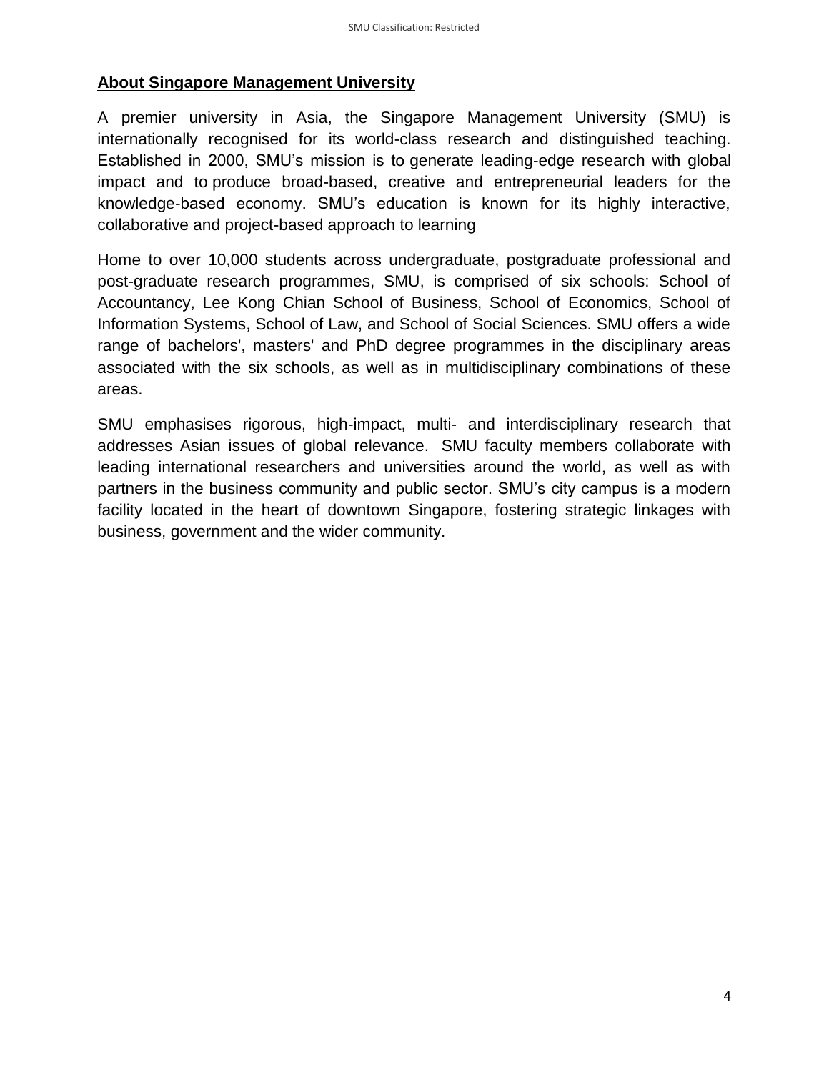## About Singapore Management University

A premier university in Asia, the Singapore Management University (SMU) is internationally recognised for its world-class research and distinguished teaching. Established in 2000, SMU's mission is to generate leading-edge research with global impact and to produce broad-based, creative and entrepreneurial leaders for the knowledge-based economy. SMU's education is known for its highly interactive, collaborative and project-based approach to learning

Home to over 10,000 students across undergraduate, postgraduate professional and post-graduate research programmes, SMU, is comprised of six schools: School of Accountancy, Lee Kong Chian School of Business, School of Economics, School of Information Systems, School of Law, and School of Social Sciences. SMU offers a wide range of bachelors', masters' and PhD degree programmes in the disciplinary areas associated with the six schools, as well as in multidisciplinary combinations of these areas.

SMU emphasises rigorous, high-impact, multi- and interdisciplinary research that addresses Asian issues of global relevance. SMU faculty members collaborate with leading international researchers and universities around the world, as well as with partners in the business community and public sector. SMU's city campus is a modern facility located in the heart of downtown Singapore, fostering strategic linkages with business, government and the wider community.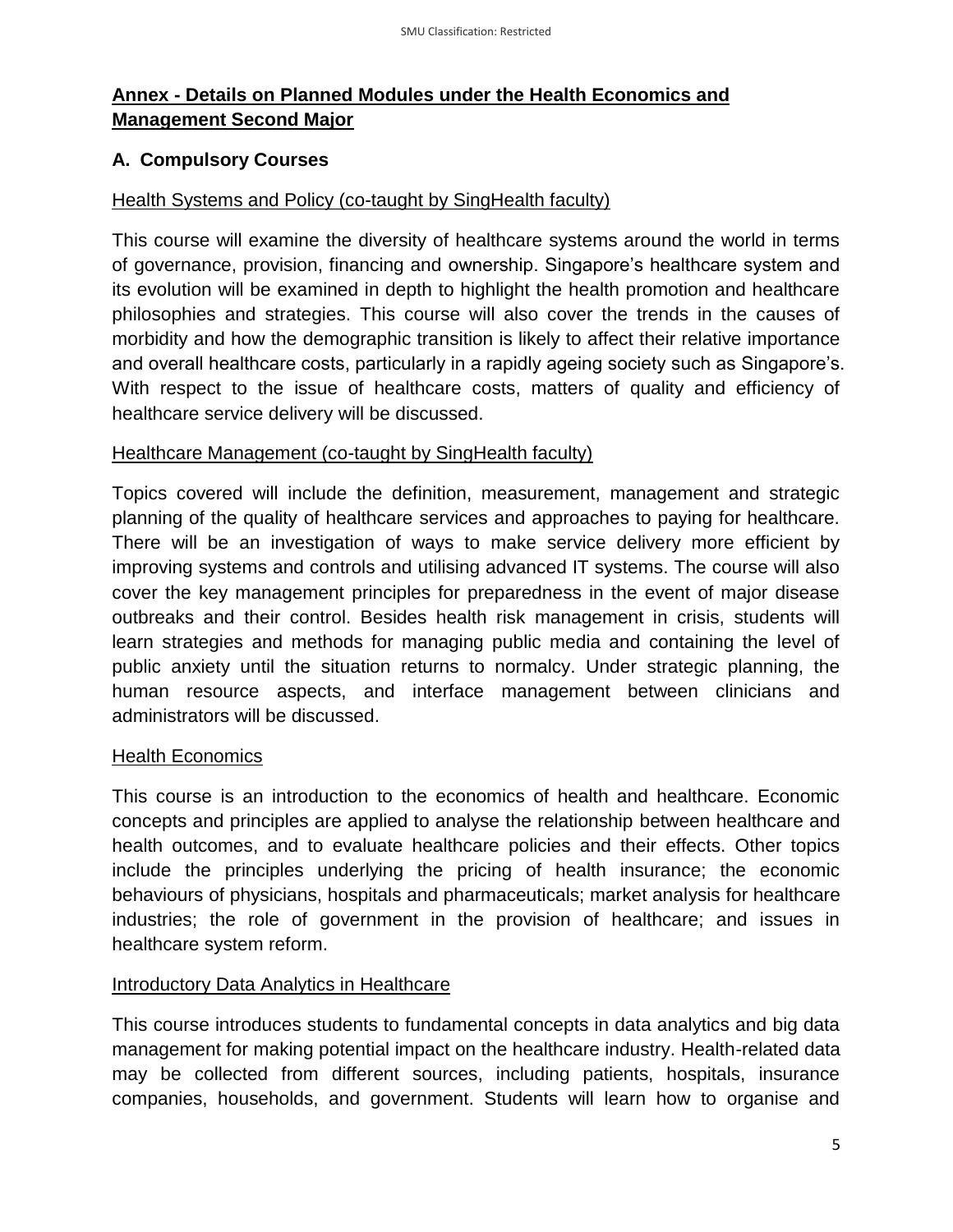## **Annex - Details on Planned Modules under the Health Economics and Management Second Major**

### **A. Compulsory Courses**

Health Systems and Policy (co-taught by SingHealth faculty)

This course will examine the diversity of healthcare systems around the world in terms of governance, provision, financing and ownership. Singapore's healthcare system and its evolution will be examined in depth to highlight the health promotion and healthcare philosophies and strategies. This course will also cover the trends in the causes of morbidity and how the demographic transition is likely to affect their relative importance and overall healthcare costs, particularly in a rapidly ageing society such as Singapore's. With respect to the issue of healthcare costs, matters of quality and efficiency of healthcare service delivery will be discussed.

Healthcare Management (co-taught by SingHealth faculty)

Topics covered will include the definition, measurement, management and strategic planning of the quality of healthcare services and approaches to paying for healthcare. There will be an investigation of ways to make service delivery more efficient by improving systems and controls and utilising advanced IT systems. The course will also cover the key management principles for preparedness in the event of major disease outbreaks and their control. Besides health risk management in crisis, students will learn strategies and methods for managing public media and containing the level of public anxiety until the situation returns to normalcy. Under strategic planning, the human resource aspects, and interface management between clinicians and administrators will be discussed.

Health Economics

This course is an introduction to the economics of health and healthcare. Economic concepts and principles are applied to analyse the relationship between healthcare and health outcomes, and to evaluate healthcare policies and their effects. Other topics include the principles underlying the pricing of health insurance; the economic behaviours of physicians, hospitals and pharmaceuticals; market analysis for healthcare industries; the role of government in the provision of healthcare; and issues in healthcare system reform.

Introductory Data Analytics in Healthcare

This course introduces students to fundamental concepts in data analytics and big data management for making potential impact on the healthcare industry. Health-related data may be collected from different sources, including patients, hospitals, insurance companies, households, and government. Students will learn how to organise and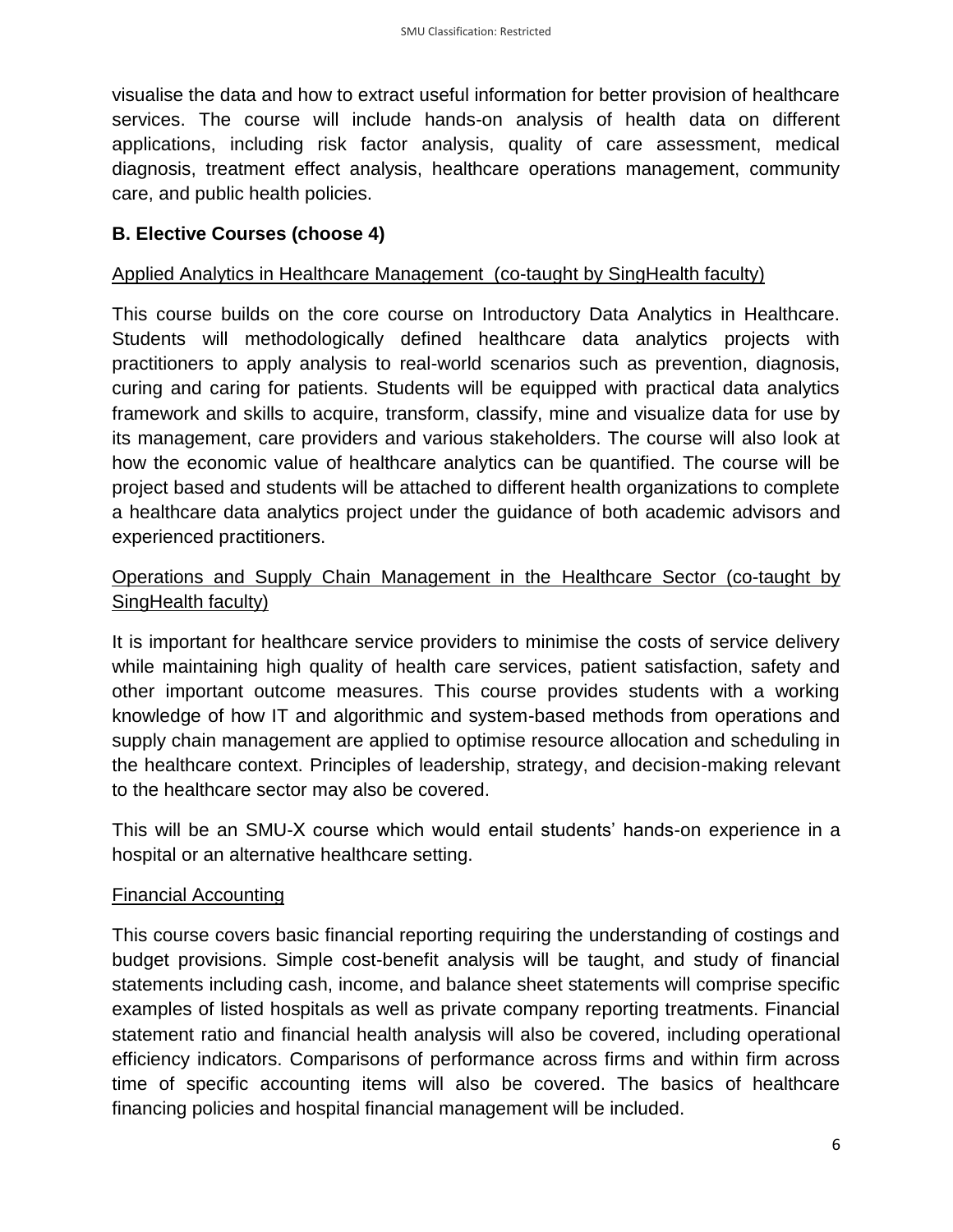visualise the data and how to extract useful information for better provision of healthcare services. The course will include hands-on analysis of health data on different applications, including risk factor analysis, quality of care assessment, medical diagnosis, treatment effect analysis, healthcare operations management, community care, and public health policies.

### B. Elective Courses (choose 4)

Applied Analytics in Healthcare Management (co-taught by SingHealth faculty)

This course builds on the core course on Introductory Data Analytics in Healthcare. Students will methodologically defined healthcare data analytics projects with practitioners to apply analysis to real-world scenarios such as prevention, diagnosis, curing and caring for patients. Students will be equipped with practical data analytics framework and skills to acquire, transform, classify, mine and visualize data for use by its management, care providers and various stakeholders. The course will also look at how the economic value of healthcare analytics can be quantified. The course will be project based and students will be attached to different health organizations to complete a healthcare data analytics project under the guidance of both academic advisors and experienced practitioners.

Operations and Supply Chain Management in the Healthcare Sector (co-taught by SingHealth faculty)

It is important for healthcare service providers to minimise the costs of service delivery while maintaining high quality of health care services, patient satisfaction, safety and other important outcome measures. This course provides students with a working knowledge of how IT and algorithmic and system-based methods from operations and supply chain management are applied to optimise resource allocation and scheduling in the healthcare context. Principles of leadership, strategy, and decision-making relevant to the healthcare sector may also be covered.

This will be an SMU-X course which would entail students' hands-on experience in a hospital or an alternative healthcare setting.

Financial Accounting

This course covers basic financial reporting requiring the understanding of costings and budget provisions. Simple cost-benefit analysis will be taught, and study of financial statements including cash, income, and balance sheet statements will comprise specific examples of listed hospitals as well as private company reporting treatments. Financial statement ratio and financial health analysis will also be covered, including operational efficiency indicators. Comparisons of performance across firms and within firm across time of specific accounting items will also be covered. The basics of healthcare financing policies and hospital financial management will be included.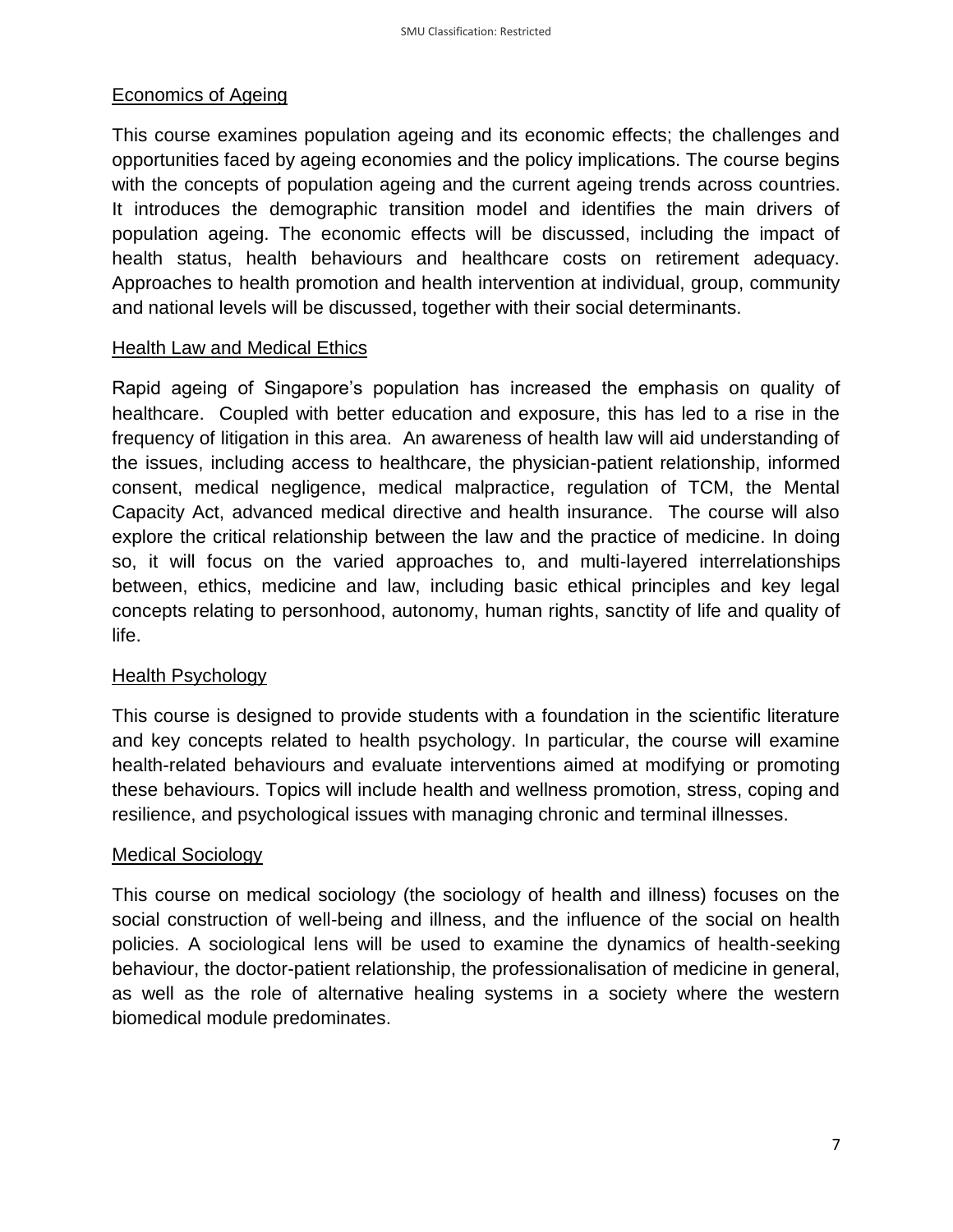## Economics of Ageing

This course examines population ageing and its economic effects; the challenges and opportunities faced by ageing economies and the policy implications. The course begins with the concepts of population ageing and the current ageing trends across countries. It introduces the demographic transition model and identifies the main drivers of population ageing. The economic effects will be discussed, including the impact of health status, health behaviours and healthcare costs on retirement adequacy. Approaches to health promotion and health intervention at individual, group, community and national levels will be discussed, together with their social determinants.

## Health Law and Medical Ethics

Rapid ageing of Singapore's population has increased the emphasis on quality of healthcare. Coupled with better education and exposure, this has led to a rise in the frequency of litigation in this area. An awareness of health law will aid understanding of the issues, including access to healthcare, the physician-patient relationship, informed consent, medical negligence, medical malpractice, regulation of TCM, the Mental Capacity Act, advanced medical directive and health insurance. The course will also explore the critical relationship between the law and the practice of medicine. In doing so, it will focus on the varied approaches to, and multi-layered interrelationships between, ethics, medicine and law, including basic ethical principles and key legal concepts relating to personhood, autonomy, human rights, sanctity of life and quality of life.

## Health Psychology

This course is designed to provide students with a foundation in the scientific literature and key concepts related to health psychology. In particular, the course will examine health-related behaviours and evaluate interventions aimed at modifying or promoting these behaviours. Topics will include health and wellness promotion, stress, coping and resilience, and psychological issues with managing chronic and terminal illnesses.

## Medical Sociology

This course on medical sociology (the sociology of health and illness) focuses on the social construction of well-being and illness, and the influence of the social on health policies. A sociological lens will be used to examine the dynamics of health-seeking behaviour, the doctor-patient relationship, the professionalisation of medicine in general, as well as the role of alternative healing systems in a society where the western biomedical module predominates.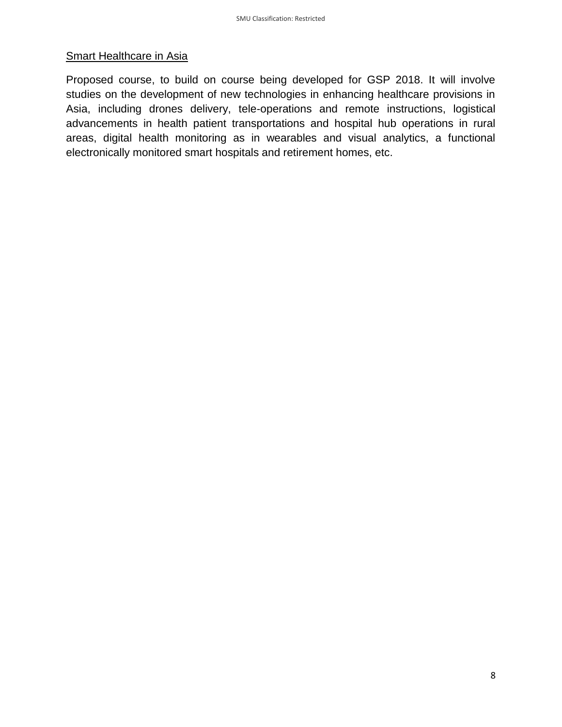Smart Healthcare in Asia

Proposed course, to build on course being developed for GSP 2018. It will involve studies on the development of new technologies in enhancing healthcare provisions in Asia, including drones delivery, tele-operations and remote instructions, logistical advancements in health patient transportations and hospital hub operations in rural areas, digital health monitoring as in wearables and visual analytics, a functional electronically monitored smart hospitals and retirement homes, etc.